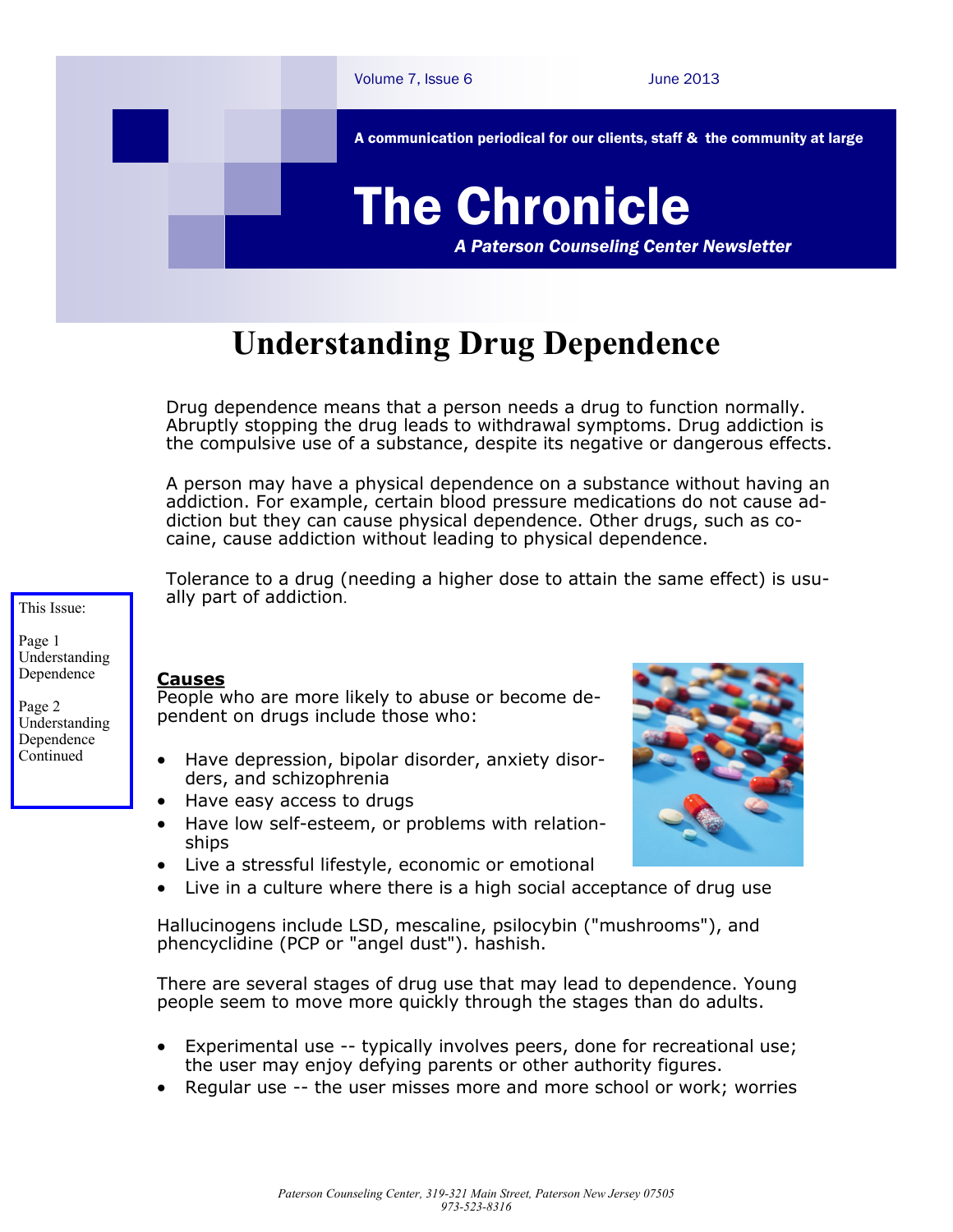A communication periodical for our clients, staff & the community at large

# The Chronicle

***A Paterson Counseling Center Newsletter***

## Understanding Drug Dependence

Drug dependence means that a person needs a drug to function normally. Abruptly stopping the drug leads to withdrawal symptoms. Drug addiction is the compulsive use of a substance, despite its negative or dangerous effects.

A person may have a physical dependence on a substance without having an addiction. For example, certain blood pressure medications do not cause addiction but they can cause physical dependence. Other drugs, such as cocaine, cause addiction without leading to physical dependence.

Tolerance to a drug (needing a higher dose to attain the same effect) is usually part of addiction.

This Issue:

Page 1 Understanding Dependence

Page 2 Understanding Dependence Continued

### Causes

People who are more likely to abuse or become dependent on drugs include those who:

- Have depression, bipolar disorder, anxiety disorders, and schizophrenia
- Have easy access to drugs
- Have low self-esteem, or problems with relationships
- Live a stressful lifestyle, economic or emotional
- Live in a culture where there is a high social acceptance of drug use

Hallucinogens include LSD, mescaline, psilocybin ("mushrooms"), and phencyclidine (PCP or "angel dust"). hashish.

There are several stages of drug use that may lead to dependence. Young people seem to move more quickly through the stages than do adults.

- Experimental use -- typically involves peers, done for recreational use; the user may enjoy defying parents or other authority figures.
- Regular use -- the user misses more and more school or work; worries

*Paterson Counseling Center, 319-321 Main Street, Paterson New Jersey 07505*
*973-523-8316*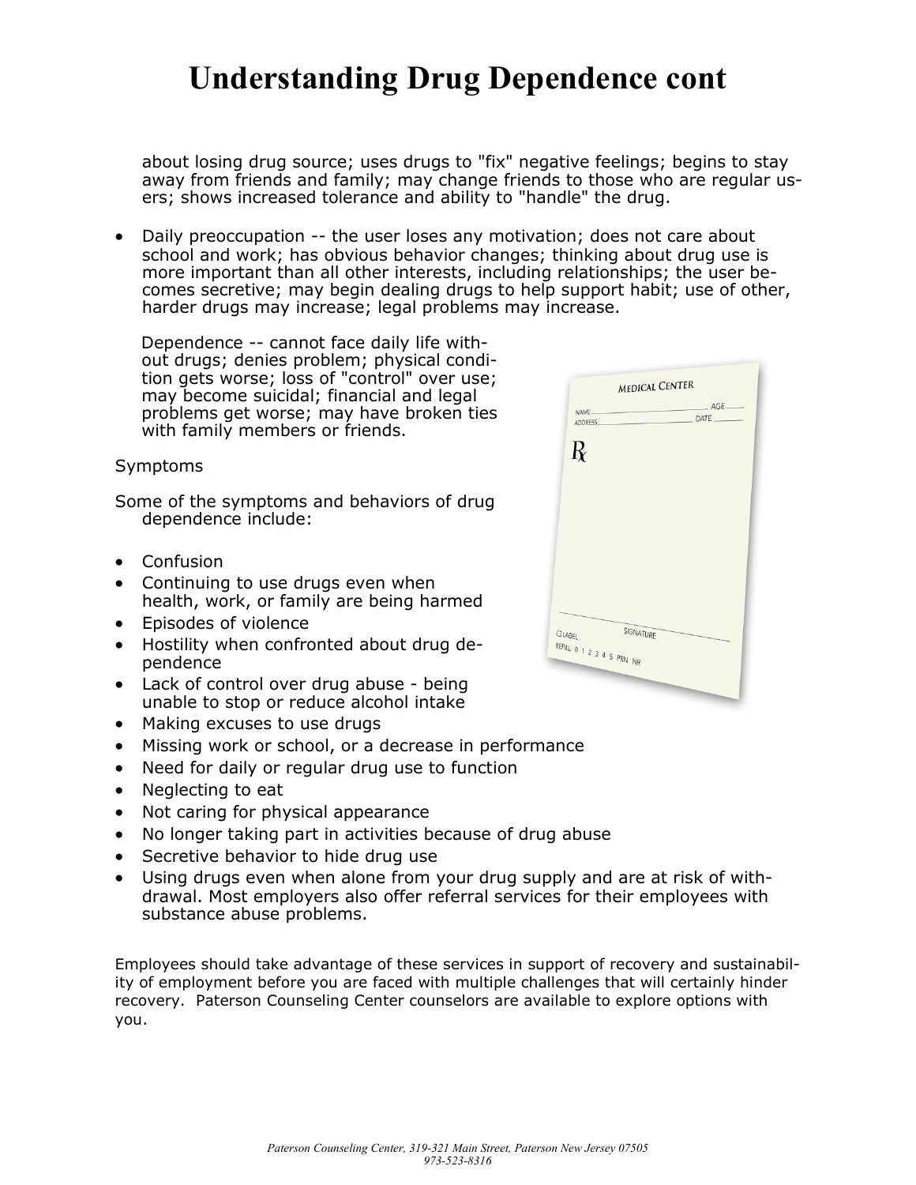# Understanding Drug Dependence cont

about losing drug source; uses drugs to "fix" negative feelings; begins to stay away from friends and family; may change friends to those who are regular users; shows increased tolerance and ability to "handle" the drug.

- Daily preoccupation -- the user loses any motivation; does not care about school and work; has obvious behavior changes; thinking about drug use is more important than all other interests, including relationships; the user becomes secretive; may begin dealing drugs to help support habit; use of other, harder drugs may increase; legal problems may increase.

Dependence -- cannot face daily life without drugs; denies problem; physical condition gets worse; loss of "control" over use; may become suicidal; financial and legal problems get worse; may have broken ties with family members or friends.

Symptoms

Some of the symptoms and behaviors of drug dependence include:

- Confusion
- Continuing to use drugs even when health, work, or family are being harmed
- Episodes of violence
- Hostility when confronted about drug dependence
- Lack of control over drug abuse - being unable to stop or reduce alcohol intake
- Making excuses to use drugs
- Missing work or school, or a decrease in performance
- Need for daily or regular drug use to function
- Neglecting to eat
- Not caring for physical appearance
- No longer taking part in activities because of drug abuse
- Secretive behavior to hide drug use
- Using drugs even when alone from your drug supply and are at risk of withdrawal. Most employers also offer referral services for their employees with substance abuse problems.

Employees should take advantage of these services in support of recovery and sustainability of employment before you are faced with multiple challenges that will certainly hinder recovery. Paterson Counseling Center counselors are available to explore options with you.

*Paterson Counseling Center, 319-321 Main Street, Paterson New Jersey 07505*
*973-523-8316*